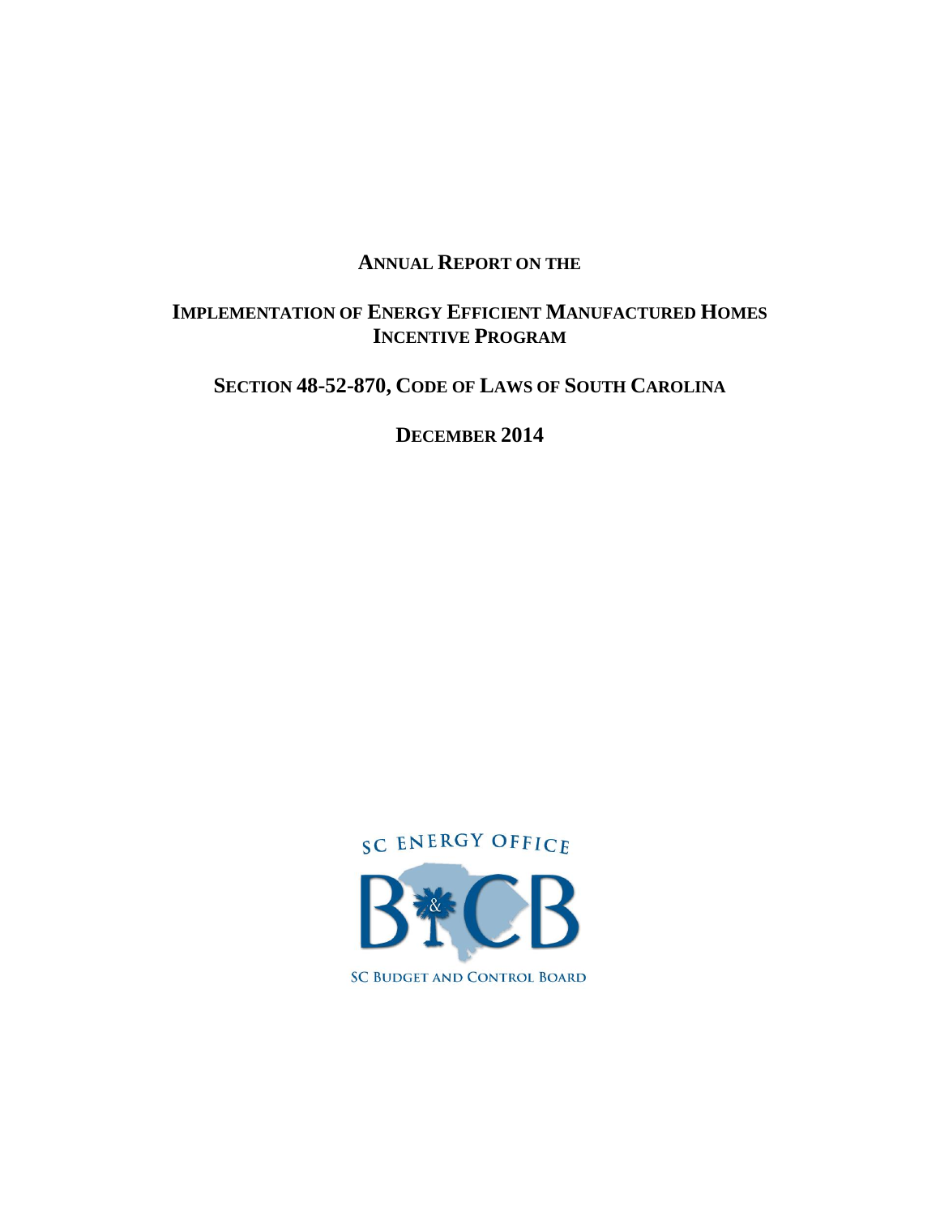# ANNUAL REPORT ON THE

# IMPLEMENTATION OF ENERGY EFFICIENT MANUFACTURED HOMES INCENTIVE PROGRAM

## SECTION 48-52-870, CODE OF LAWS OF SOUTH CAROLINA

## DECEMBER 2014

SC ENERGY OFFICE

SC BUDGET AND CONTROL BOARD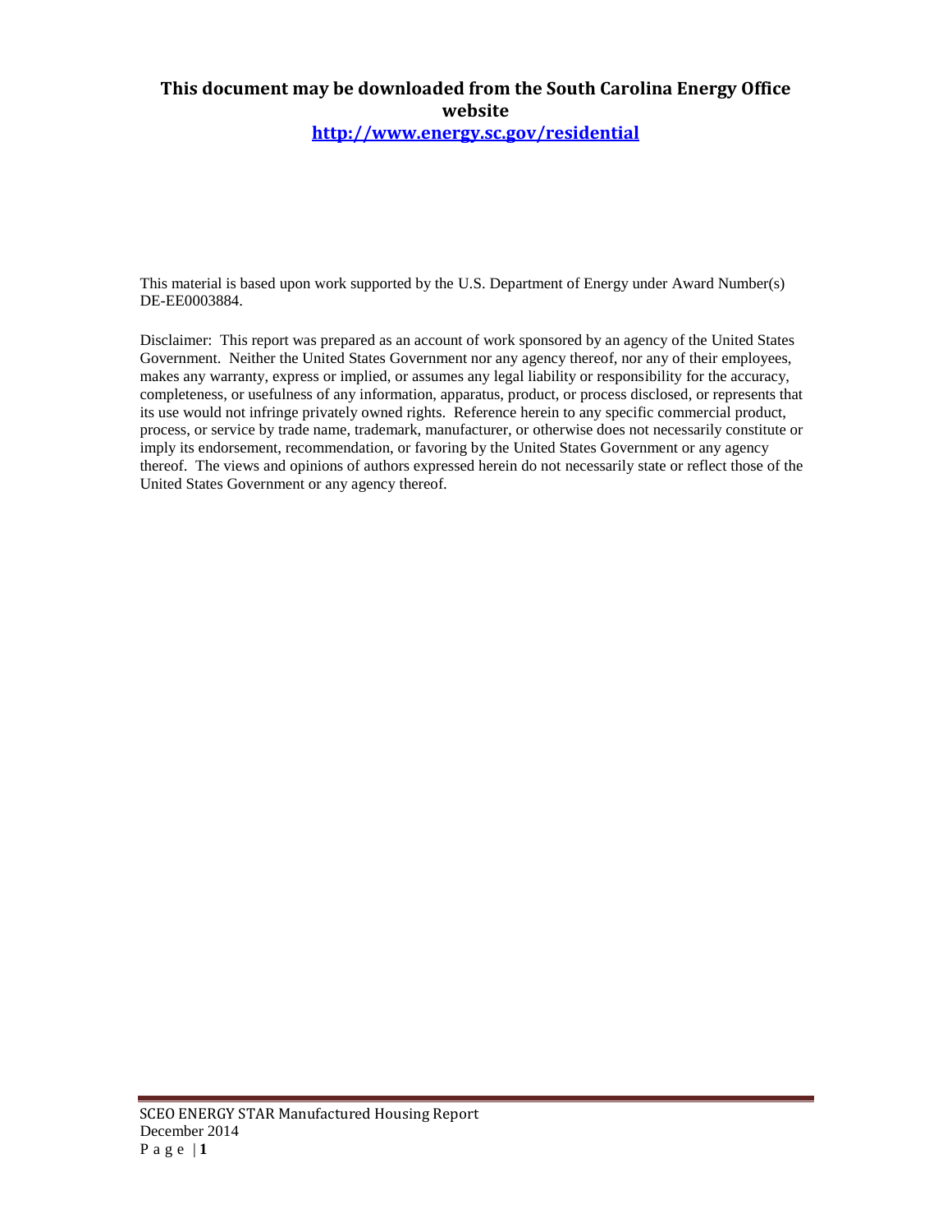**This document may be downloaded from the South Carolina Energy Office website**
**http://www.energy.sc.gov/residential**

This material is based upon work supported by the U.S. Department of Energy under Award Number(s) DE-EE0003884.

Disclaimer: This report was prepared as an account of work sponsored by an agency of the United States Government. Neither the United States Government nor any agency thereof, nor any of their employees, makes any warranty, express or implied, or assumes any legal liability or responsibility for the accuracy, completeness, or usefulness of any information, apparatus, product, or process disclosed, or represents that its use would not infringe privately owned rights. Reference herein to any specific commercial product, process, or service by trade name, trademark, manufacturer, or otherwise does not necessarily constitute or imply its endorsement, recommendation, or favoring by the United States Government or any agency thereof. The views and opinions of authors expressed herein do not necessarily state or reflect those of the United States Government or any agency thereof.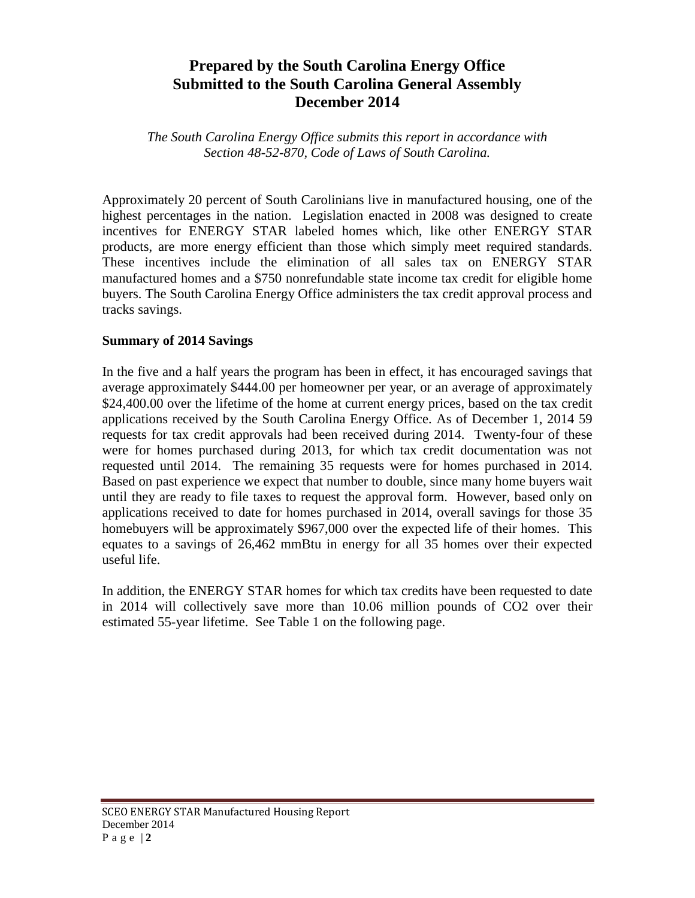# Prepared by the South Carolina Energy Office
# Submitted to the South Carolina General Assembly
# December 2014

*The South Carolina Energy Office submits this report in accordance with Section 48-52-870, Code of Laws of South Carolina.*

Approximately 20 percent of South Carolinians live in manufactured housing, one of the highest percentages in the nation. Legislation enacted in 2008 was designed to create incentives for ENERGY STAR labeled homes which, like other ENERGY STAR products, are more energy efficient than those which simply meet required standards. These incentives include the elimination of all sales tax on ENERGY STAR manufactured homes and a $750 nonrefundable state income tax credit for eligible home buyers. The South Carolina Energy Office administers the tax credit approval process and tracks savings.

**Summary of 2014 Savings**

In the five and a half years the program has been in effect, it has encouraged savings that average approximately $444.00 per homeowner per year, or an average of approximately $24,400.00 over the lifetime of the home at current energy prices, based on the tax credit applications received by the South Carolina Energy Office. As of December 1, 2014 59 requests for tax credit approvals had been received during 2014. Twenty-four of these were for homes purchased during 2013, for which tax credit documentation was not requested until 2014. The remaining 35 requests were for homes purchased in 2014. Based on past experience we expect that number to double, since many home buyers wait until they are ready to file taxes to request the approval form. However, based only on applications received to date for homes purchased in 2014, overall savings for those 35 homebuyers will be approximately $967,000 over the expected life of their homes. This equates to a savings of 26,462 mmBtu in energy for all 35 homes over their expected useful life.

In addition, the ENERGY STAR homes for which tax credits have been requested to date in 2014 will collectively save more than 10.06 million pounds of $CO_2$ over their estimated 55-year lifetime. See Table 1 on the following page.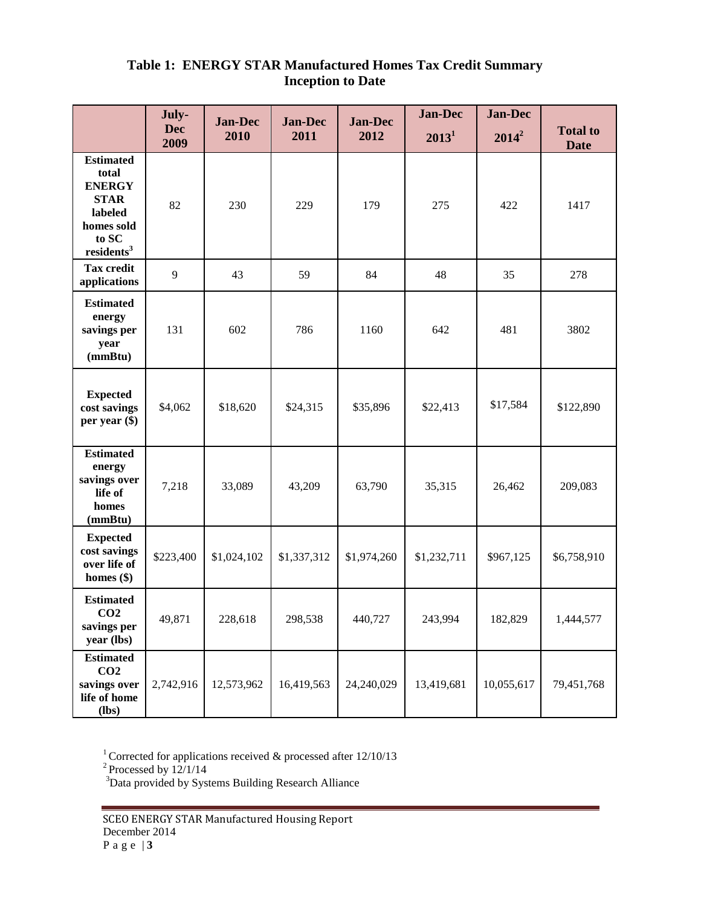## Table 1: ENERGY STAR Manufactured Homes Tax Credit Summary Inception to Date

| | July-Dec 2009 | Jan-Dec 2010 | Jan-Dec 2011 | Jan-Dec 2012 | Jan-Dec 2013[1] | Jan-Dec 2014[2] | Total to Date |
|---|---|---|---|---|---|---|---|
| **Estimated total ENERGY STAR labeled homes sold to SC residents[3]** | 82 | 230 | 229 | 179 | 275 | 422 | 1417 |
| **Tax credit applications** | 9 | 43 | 59 | 84 | 48 | 35 | 278 |
| **Estimated energy savings per year (mmBtu)** | 131 | 602 | 786 | 1160 | 642 | 481 | 3802 |
| **Expected cost savings per year ($)** | $4,062 | $18,620 | $24,315 | $35,896 | $22,413 | $17,584 | $122,890 |
| **Estimated energy savings over life of homes (mmBtu)** | 7,218 | 33,089 | 43,209 | 63,790 | 35,315 | 26,462 | 209,083 |
| **Expected cost savings over life of homes ($)** | $223,400 | $1,024,102 | $1,337,312 | $1,974,260 | $1,232,711 | $967,125 | $6,758,910 |
| **Estimated $CO_2$ savings per year (lbs)** | 49,871 | 228,618 | 298,538 | 440,727 | 243,994 | 182,829 | 1,444,577 |
| **Estimated $CO_2$ savings over life of home (lbs)** | 2,742,916 | 12,573,962 | 16,419,563 | 24,240,029 | 13,419,681 | 10,055,617 | 79,451,768 |

[1] Corrected for applications received & processed after 12/10/13
[2] Processed by 12/1/14
[3] Data provided by Systems Building Research Alliance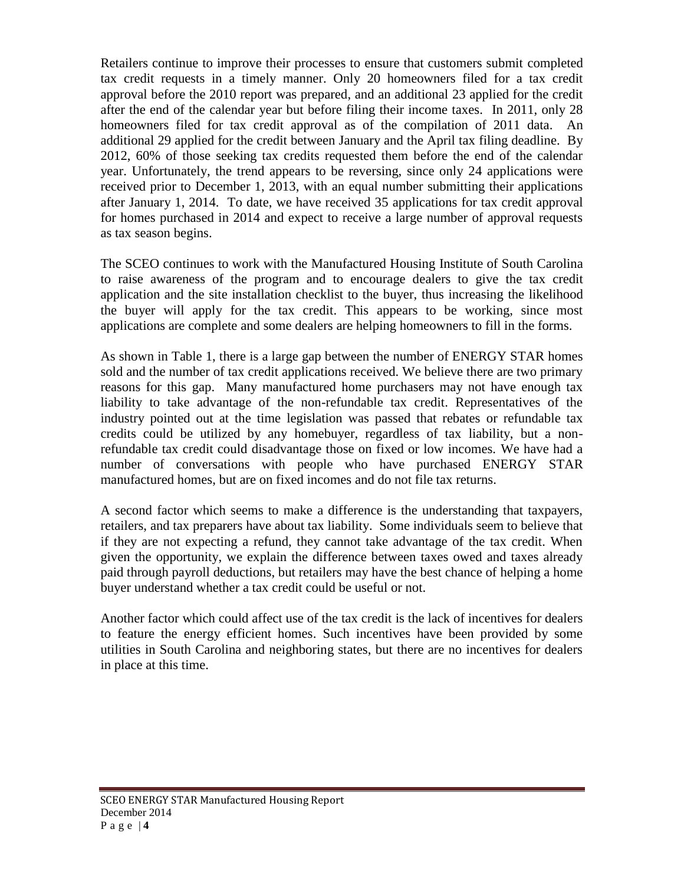Retailers continue to improve their processes to ensure that customers submit completed tax credit requests in a timely manner. Only 20 homeowners filed for a tax credit approval before the 2010 report was prepared, and an additional 23 applied for the credit after the end of the calendar year but before filing their income taxes. In 2011, only 28 homeowners filed for tax credit approval as of the compilation of 2011 data. An additional 29 applied for the credit between January and the April tax filing deadline. By 2012, 60% of those seeking tax credits requested them before the end of the calendar year. Unfortunately, the trend appears to be reversing, since only 24 applications were received prior to December 1, 2013, with an equal number submitting their applications after January 1, 2014. To date, we have received 35 applications for tax credit approval for homes purchased in 2014 and expect to receive a large number of approval requests as tax season begins.

The SCEO continues to work with the Manufactured Housing Institute of South Carolina to raise awareness of the program and to encourage dealers to give the tax credit application and the site installation checklist to the buyer, thus increasing the likelihood the buyer will apply for the tax credit. This appears to be working, since most applications are complete and some dealers are helping homeowners to fill in the forms.

As shown in Table 1, there is a large gap between the number of ENERGY STAR homes sold and the number of tax credit applications received. We believe there are two primary reasons for this gap. Many manufactured home purchasers may not have enough tax liability to take advantage of the non-refundable tax credit. Representatives of the industry pointed out at the time legislation was passed that rebates or refundable tax credits could be utilized by any homebuyer, regardless of tax liability, but a non-refundable tax credit could disadvantage those on fixed or low incomes. We have had a number of conversations with people who have purchased ENERGY STAR manufactured homes, but are on fixed incomes and do not file tax returns.

A second factor which seems to make a difference is the understanding that taxpayers, retailers, and tax preparers have about tax liability. Some individuals seem to believe that if they are not expecting a refund, they cannot take advantage of the tax credit. When given the opportunity, we explain the difference between taxes owed and taxes already paid through payroll deductions, but retailers may have the best chance of helping a home buyer understand whether a tax credit could be useful or not.

Another factor which could affect use of the tax credit is the lack of incentives for dealers to feature the energy efficient homes. Such incentives have been provided by some utilities in South Carolina and neighboring states, but there are no incentives for dealers in place at this time.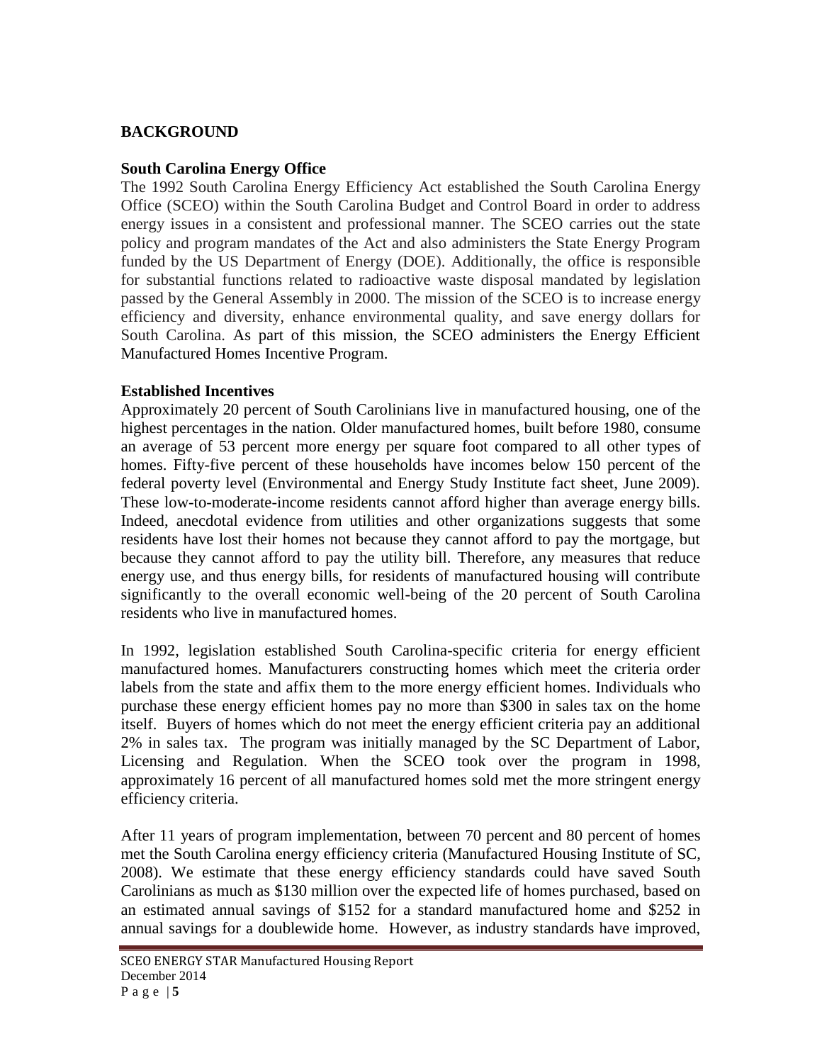## BACKGROUND

### South Carolina Energy Office

The 1992 South Carolina Energy Efficiency Act established the South Carolina Energy Office (SCEO) within the South Carolina Budget and Control Board in order to address energy issues in a consistent and professional manner. The SCEO carries out the state policy and program mandates of the Act and also administers the State Energy Program funded by the US Department of Energy (DOE). Additionally, the office is responsible for substantial functions related to radioactive waste disposal mandated by legislation passed by the General Assembly in 2000. The mission of the SCEO is to increase energy efficiency and diversity, enhance environmental quality, and save energy dollars for South Carolina. As part of this mission, the SCEO administers the Energy Efficient Manufactured Homes Incentive Program.

### Established Incentives

Approximately 20 percent of South Carolinians live in manufactured housing, one of the highest percentages in the nation. Older manufactured homes, built before 1980, consume an average of 53 percent more energy per square foot compared to all other types of homes. Fifty-five percent of these households have incomes below 150 percent of the federal poverty level (Environmental and Energy Study Institute fact sheet, June 2009). These low-to-moderate-income residents cannot afford higher than average energy bills. Indeed, anecdotal evidence from utilities and other organizations suggests that some residents have lost their homes not because they cannot afford to pay the mortgage, but because they cannot afford to pay the utility bill. Therefore, any measures that reduce energy use, and thus energy bills, for residents of manufactured housing will contribute significantly to the overall economic well-being of the 20 percent of South Carolina residents who live in manufactured homes.

In 1992, legislation established South Carolina-specific criteria for energy efficient manufactured homes. Manufacturers constructing homes which meet the criteria order labels from the state and affix them to the more energy efficient homes. Individuals who purchase these energy efficient homes pay no more than $300 in sales tax on the home itself. Buyers of homes which do not meet the energy efficient criteria pay an additional 2% in sales tax. The program was initially managed by the SC Department of Labor, Licensing and Regulation. When the SCEO took over the program in 1998, approximately 16 percent of all manufactured homes sold met the more stringent energy efficiency criteria.

After 11 years of program implementation, between 70 percent and 80 percent of homes met the South Carolina energy efficiency criteria (Manufactured Housing Institute of SC, 2008). We estimate that these energy efficiency standards could have saved South Carolinians as much as $130 million over the expected life of homes purchased, based on an estimated annual savings of $152 for a standard manufactured home and $252 in annual savings for a doublewide home. However, as industry standards have improved,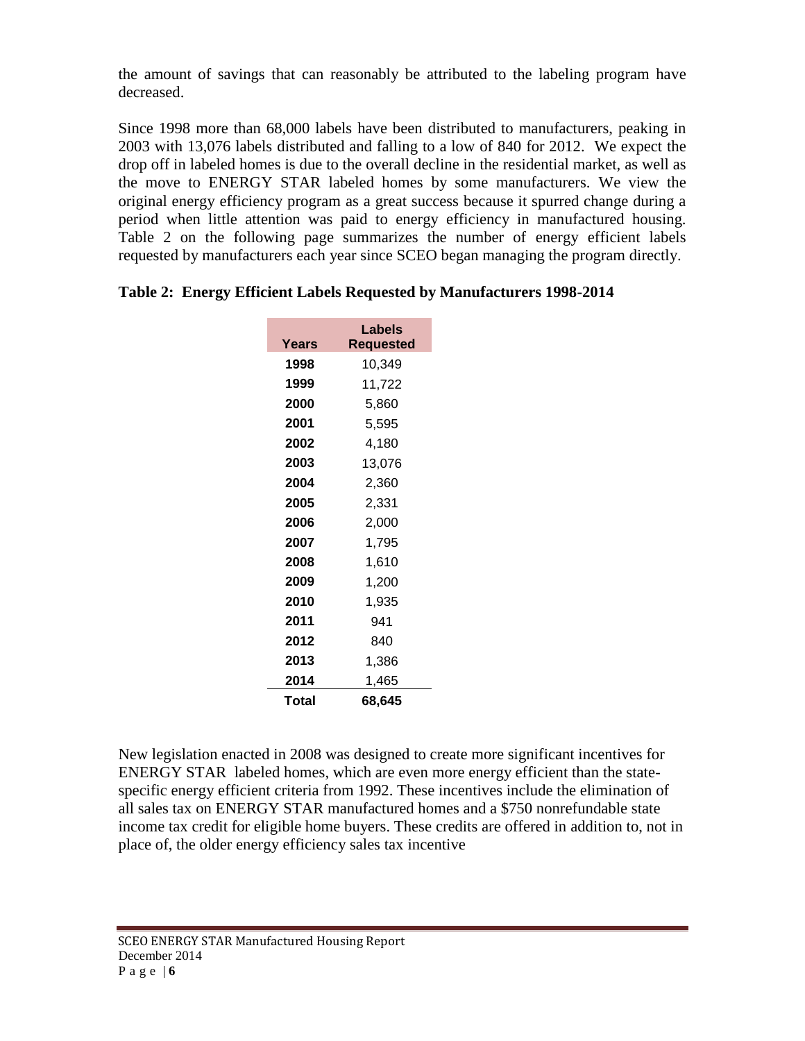the amount of savings that can reasonably be attributed to the labeling program have decreased.

Since 1998 more than 68,000 labels have been distributed to manufacturers, peaking in 2003 with 13,076 labels distributed and falling to a low of 840 for 2012. We expect the drop off in labeled homes is due to the overall decline in the residential market, as well as the move to ENERGY STAR labeled homes by some manufacturers. We view the original energy efficiency program as a great success because it spurred change during a period when little attention was paid to energy efficiency in manufactured housing. Table 2 on the following page summarizes the number of energy efficient labels requested by manufacturers each year since SCEO began managing the program directly.

**Table 2: Energy Efficient Labels Requested by Manufacturers 1998-2014**

| Years | Labels Requested |
|---|---|
| **1998** | 10,349 |
| **1999** | 11,722 |
| **2000** | 5,860 |
| **2001** | 5,595 |
| **2002** | 4,180 |
| **2003** | 13,076 |
| **2004** | 2,360 |
| **2005** | 2,331 |
| **2006** | 2,000 |
| **2007** | 1,795 |
| **2008** | 1,610 |
| **2009** | 1,200 |
| **2010** | 1,935 |
| **2011** | 941 |
| **2012** | 840 |
| **2013** | 1,386 |
| **2014** | 1,465 |
| **Total** | **68,645** |

New legislation enacted in 2008 was designed to create more significant incentives for ENERGY STAR labeled homes, which are even more energy efficient than the state-specific energy efficient criteria from 1992. These incentives include the elimination of all sales tax on ENERGY STAR manufactured homes and a $750 nonrefundable state income tax credit for eligible home buyers. These credits are offered in addition to, not in place of, the older energy efficiency sales tax incentive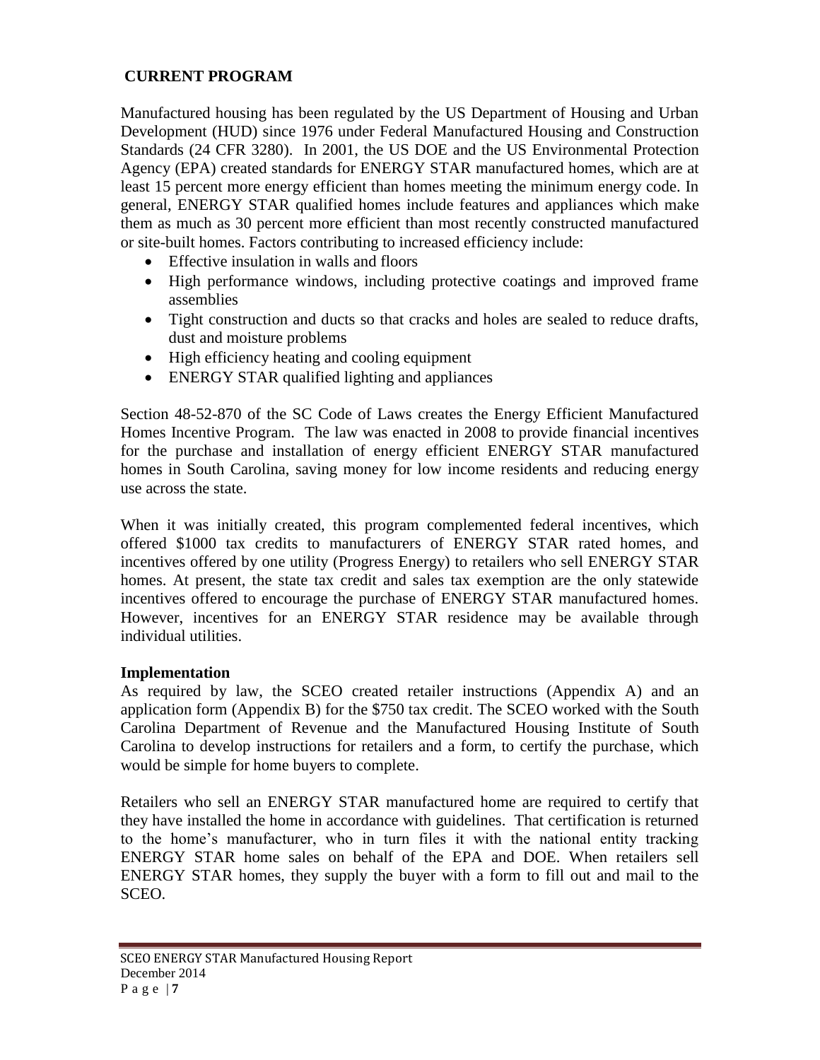## CURRENT PROGRAM

Manufactured housing has been regulated by the US Department of Housing and Urban Development (HUD) since 1976 under Federal Manufactured Housing and Construction Standards (24 CFR 3280). In 2001, the US DOE and the US Environmental Protection Agency (EPA) created standards for ENERGY STAR manufactured homes, which are at least 15 percent more energy efficient than homes meeting the minimum energy code. In general, ENERGY STAR qualified homes include features and appliances which make them as much as 30 percent more efficient than most recently constructed manufactured or site-built homes. Factors contributing to increased efficiency include:

- Effective insulation in walls and floors
- High performance windows, including protective coatings and improved frame assemblies
- Tight construction and ducts so that cracks and holes are sealed to reduce drafts, dust and moisture problems
- High efficiency heating and cooling equipment
- ENERGY STAR qualified lighting and appliances

Section 48-52-870 of the SC Code of Laws creates the Energy Efficient Manufactured Homes Incentive Program. The law was enacted in 2008 to provide financial incentives for the purchase and installation of energy efficient ENERGY STAR manufactured homes in South Carolina, saving money for low income residents and reducing energy use across the state.

When it was initially created, this program complemented federal incentives, which offered $1000 tax credits to manufacturers of ENERGY STAR rated homes, and incentives offered by one utility (Progress Energy) to retailers who sell ENERGY STAR homes. At present, the state tax credit and sales tax exemption are the only statewide incentives offered to encourage the purchase of ENERGY STAR manufactured homes. However, incentives for an ENERGY STAR residence may be available through individual utilities.

### Implementation

As required by law, the SCEO created retailer instructions (Appendix A) and an application form (Appendix B) for the $750 tax credit. The SCEO worked with the South Carolina Department of Revenue and the Manufactured Housing Institute of South Carolina to develop instructions for retailers and a form, to certify the purchase, which would be simple for home buyers to complete.

Retailers who sell an ENERGY STAR manufactured home are required to certify that they have installed the home in accordance with guidelines. That certification is returned to the home's manufacturer, who in turn files it with the national entity tracking ENERGY STAR home sales on behalf of the EPA and DOE. When retailers sell ENERGY STAR homes, they supply the buyer with a form to fill out and mail to the SCEO.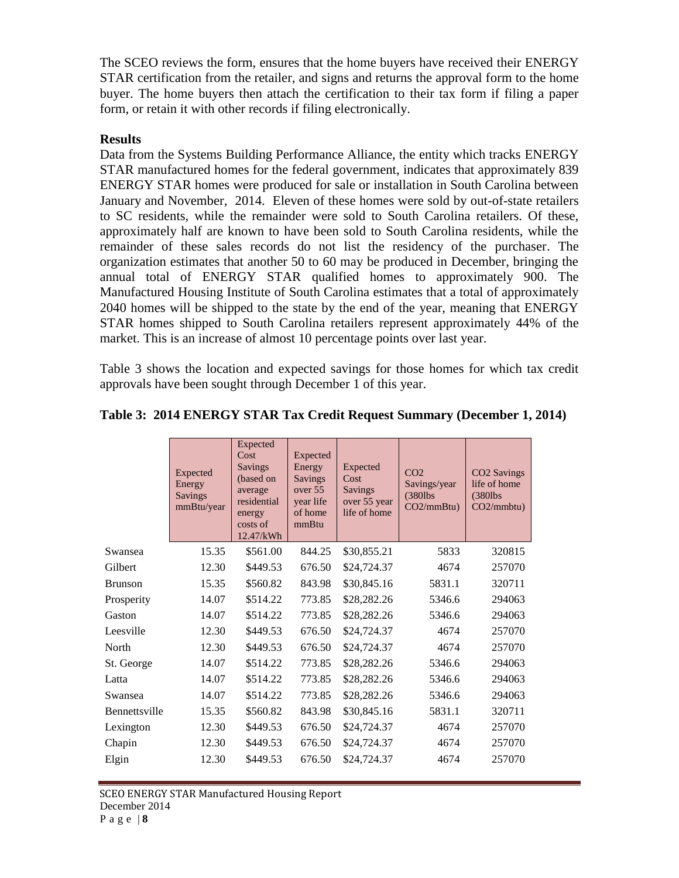The SCEO reviews the form, ensures that the home buyers have received their ENERGY STAR certification from the retailer, and signs and returns the approval form to the home buyer. The home buyers then attach the certification to their tax form if filing a paper form, or retain it with other records if filing electronically.

## Results

Data from the Systems Building Performance Alliance, the entity which tracks ENERGY STAR manufactured homes for the federal government, indicates that approximately 839 ENERGY STAR homes were produced for sale or installation in South Carolina between January and November, 2014. Eleven of these homes were sold by out-of-state retailers to SC residents, while the remainder were sold to South Carolina retailers. Of these, approximately half are known to have been sold to South Carolina residents, while the remainder of these sales records do not list the residency of the purchaser. The organization estimates that another 50 to 60 may be produced in December, bringing the annual total of ENERGY STAR qualified homes to approximately 900. The Manufactured Housing Institute of South Carolina estimates that a total of approximately 2040 homes will be shipped to the state by the end of the year, meaning that ENERGY STAR homes shipped to South Carolina retailers represent approximately 44% of the market. This is an increase of almost 10 percentage points over last year.

Table 3 shows the location and expected savings for those homes for which tax credit approvals have been sought through December 1 of this year.

**Table 3: 2014 ENERGY STAR Tax Credit Request Summary (December 1, 2014)**

| | Expected Energy Savings mmBtu/year | Expected Cost Savings (based on average residential energy costs of 12.47/kWh | Expected Energy Savings over 55 year life of home mmBtu | Expected Cost Savings over 55 year life of home | $CO_2$ Savings/year (380lbs $CO_2$/mmBtu) | $CO_2$ Savings life of home (380lbs $CO_2$/mmbtu) |
|---|---|---|---|---|---|---|
| Swansea | 15.35 | $561.00 | 844.25 | $30,855.21 | 5833 | 320815 |
| Gilbert | 12.30 | $449.53 | 676.50 | $24,724.37 | 4674 | 257070 |
| Brunson | 15.35 | $560.82 | 843.98 | $30,845.16 | 5831.1 | 320711 |
| Prosperity | 14.07 | $514.22 | 773.85 | $28,282.26 | 5346.6 | 294063 |
| Gaston | 14.07 | $514.22 | 773.85 | $28,282.26 | 5346.6 | 294063 |
| Leesville | 12.30 | $449.53 | 676.50 | $24,724.37 | 4674 | 257070 |
| North | 12.30 | $449.53 | 676.50 | $24,724.37 | 4674 | 257070 |
| St. George | 14.07 | $514.22 | 773.85 | $28,282.26 | 5346.6 | 294063 |
| Latta | 14.07 | $514.22 | 773.85 | $28,282.26 | 5346.6 | 294063 |
| Swansea | 14.07 | $514.22 | 773.85 | $28,282.26 | 5346.6 | 294063 |
| Bennettsville | 15.35 | $560.82 | 843.98 | $30,845.16 | 5831.1 | 320711 |
| Lexington | 12.30 | $449.53 | 676.50 | $24,724.37 | 4674 | 257070 |
| Chapin | 12.30 | $449.53 | 676.50 | $24,724.37 | 4674 | 257070 |
| Elgin | 12.30 | $449.53 | 676.50 | $24,724.37 | 4674 | 257070 |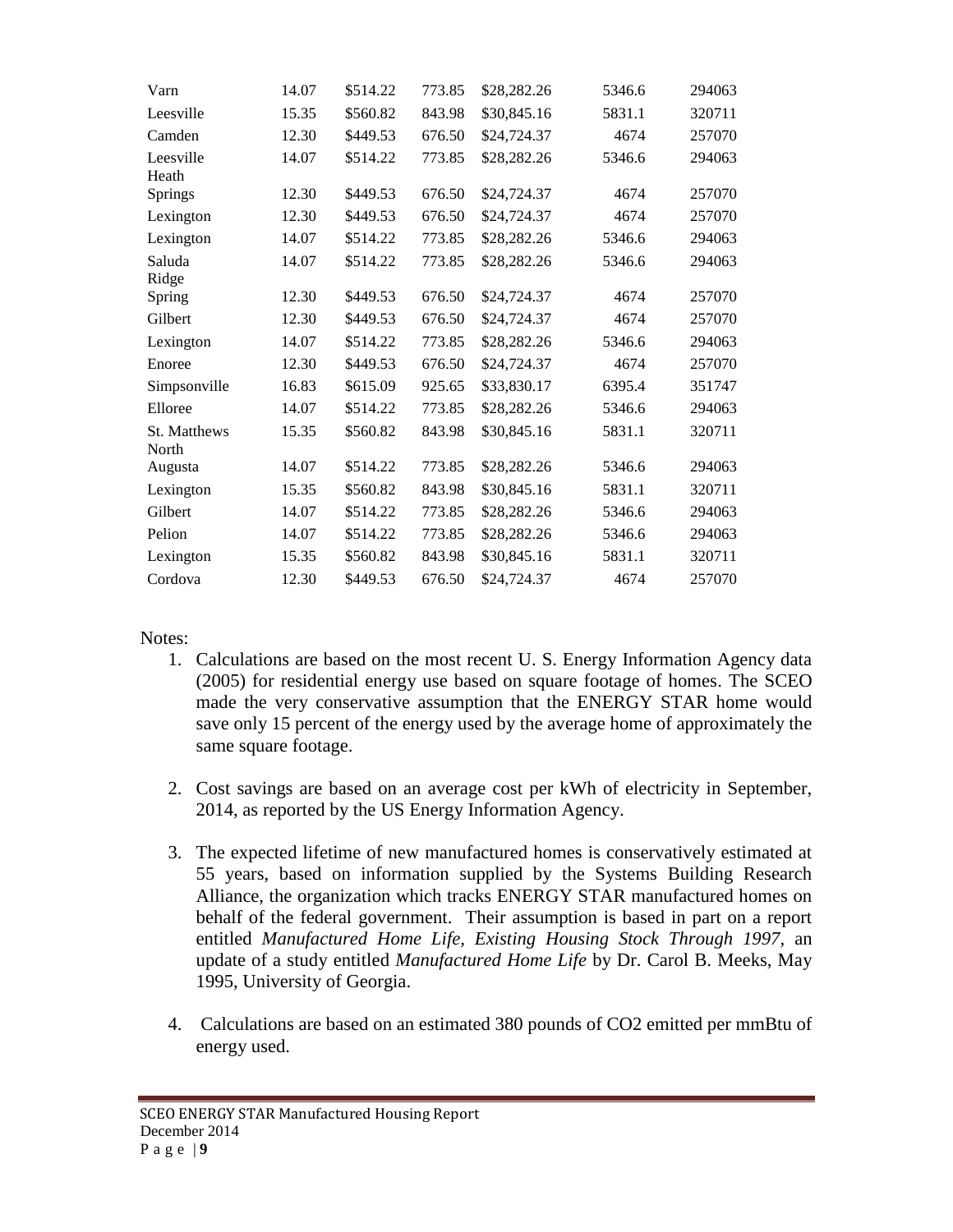| | | | | | | |
|---|---|---|---|---|---|---|
| Varn | 14.07 | $514.22 | 773.85 | $28,282.26 | 5346.6 | 294063 |
| Leesville | 15.35 | $560.82 | 843.98 | $30,845.16 | 5831.1 | 320711 |
| Camden | 12.30 | $449.53 | 676.50 | $24,724.37 | 4674 | 257070 |
| Leesville | 14.07 | $514.22 | 773.85 | $28,282.26 | 5346.6 | 294063 |
| Heath Springs | 12.30 | $449.53 | 676.50 | $24,724.37 | 4674 | 257070 |
| Lexington | 12.30 | $449.53 | 676.50 | $24,724.37 | 4674 | 257070 |
| Lexington | 14.07 | $514.22 | 773.85 | $28,282.26 | 5346.6 | 294063 |
| Saluda | 14.07 | $514.22 | 773.85 | $28,282.26 | 5346.6 | 294063 |
| Ridge Spring | 12.30 | $449.53 | 676.50 | $24,724.37 | 4674 | 257070 |
| Gilbert | 12.30 | $449.53 | 676.50 | $24,724.37 | 4674 | 257070 |
| Lexington | 14.07 | $514.22 | 773.85 | $28,282.26 | 5346.6 | 294063 |
| Enoree | 12.30 | $449.53 | 676.50 | $24,724.37 | 4674 | 257070 |
| Simpsonville | 16.83 | $615.09 | 925.65 | $33,830.17 | 6395.4 | 351747 |
| Elloree | 14.07 | $514.22 | 773.85 | $28,282.26 | 5346.6 | 294063 |
| St. Matthews | 15.35 | $560.82 | 843.98 | $30,845.16 | 5831.1 | 320711 |
| North Augusta | 14.07 | $514.22 | 773.85 | $28,282.26 | 5346.6 | 294063 |
| Lexington | 15.35 | $560.82 | 843.98 | $30,845.16 | 5831.1 | 320711 |
| Gilbert | 14.07 | $514.22 | 773.85 | $28,282.26 | 5346.6 | 294063 |
| Pelion | 14.07 | $514.22 | 773.85 | $28,282.26 | 5346.6 | 294063 |
| Lexington | 15.35 | $560.82 | 843.98 | $30,845.16 | 5831.1 | 320711 |
| Cordova | 12.30 | $449.53 | 676.50 | $24,724.37 | 4674 | 257070 |

Notes:

1. Calculations are based on the most recent U. S. Energy Information Agency data (2005) for residential energy use based on square footage of homes. The SCEO made the very conservative assumption that the ENERGY STAR home would save only 15 percent of the energy used by the average home of approximately the same square footage.

2. Cost savings are based on an average cost per kWh of electricity in September, 2014, as reported by the US Energy Information Agency.

3. The expected lifetime of new manufactured homes is conservatively estimated at 55 years, based on information supplied by the Systems Building Research Alliance, the organization which tracks ENERGY STAR manufactured homes on behalf of the federal government. Their assumption is based in part on a report entitled *Manufactured Home Life, Existing Housing Stock Through 1997*, an update of a study entitled *Manufactured Home Life* by Dr. Carol B. Meeks, May 1995, University of Georgia.

4. Calculations are based on an estimated 380 pounds of $CO_2$ emitted per mmBtu of energy used.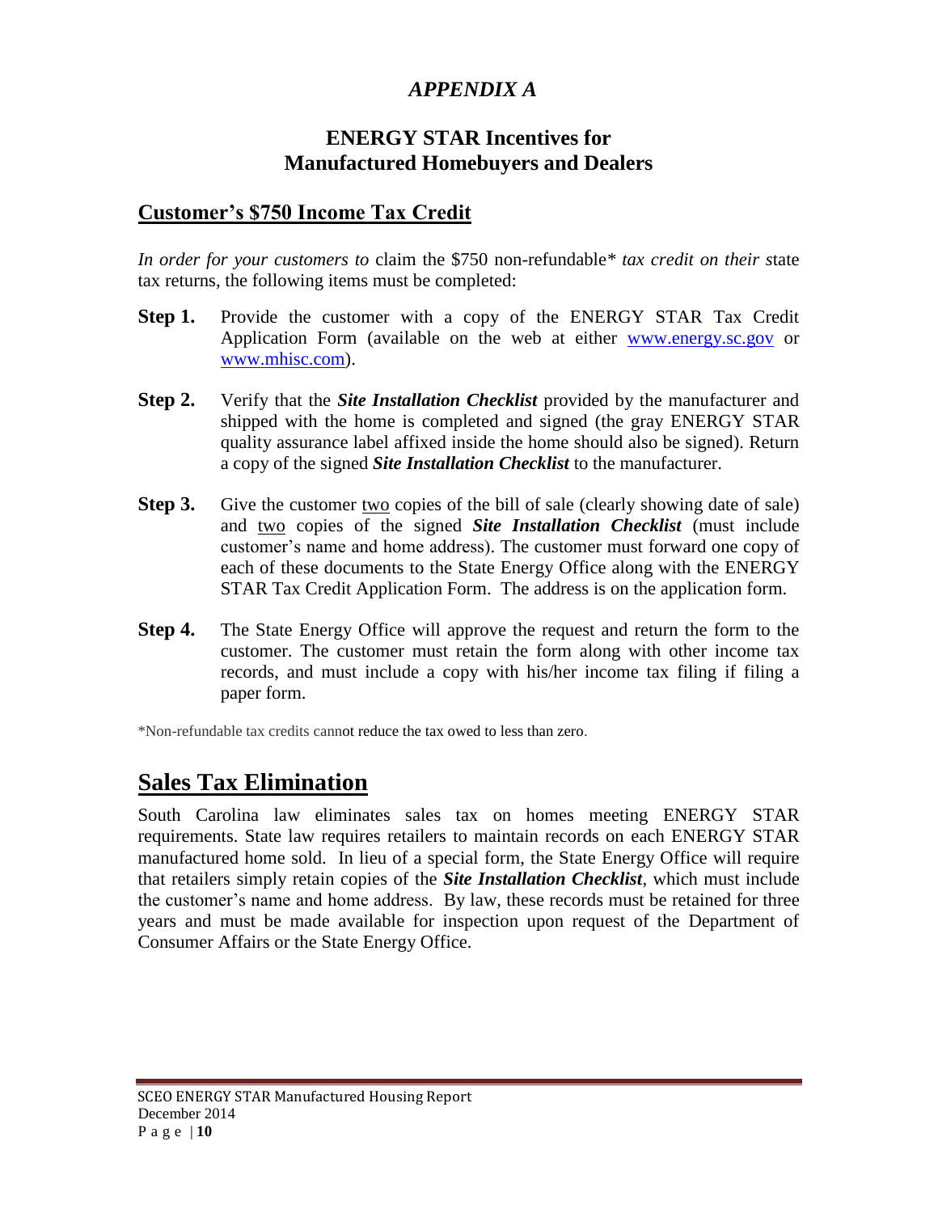# *APPENDIX A*

## ENERGY STAR Incentives for Manufactured Homebuyers and Dealers

### Customer's $750 Income Tax Credit

*In order for your customers to* claim the $750 non-refundable\* *tax credit on their s*tate tax returns, the following items must be completed:

**Step 1.** Provide the customer with a copy of the ENERGY STAR Tax Credit Application Form (available on the web at either www.energy.sc.gov or www.mhisc.com).

**Step 2.** Verify that the ***Site Installation Checklist*** provided by the manufacturer and shipped with the home is completed and signed (the gray ENERGY STAR quality assurance label affixed inside the home should also be signed). Return a copy of the signed ***Site Installation Checklist*** to the manufacturer.

**Step 3.** Give the customer two copies of the bill of sale (clearly showing date of sale) and two copies of the signed ***Site Installation Checklist*** (must include customer's name and home address). The customer must forward one copy of each of these documents to the State Energy Office along with the ENERGY STAR Tax Credit Application Form. The address is on the application form.

**Step 4.** The State Energy Office will approve the request and return the form to the customer. The customer must retain the form along with other income tax records, and must include a copy with his/her income tax filing if filing a paper form.

\*Non-refundable tax credits cannot reduce the tax owed to less than zero.

## Sales Tax Elimination

South Carolina law eliminates sales tax on homes meeting ENERGY STAR requirements. State law requires retailers to maintain records on each ENERGY STAR manufactured home sold. In lieu of a special form, the State Energy Office will require that retailers simply retain copies of the ***Site Installation Checklist***, which must include the customer's name and home address. By law, these records must be retained for three years and must be made available for inspection upon request of the Department of Consumer Affairs or the State Energy Office.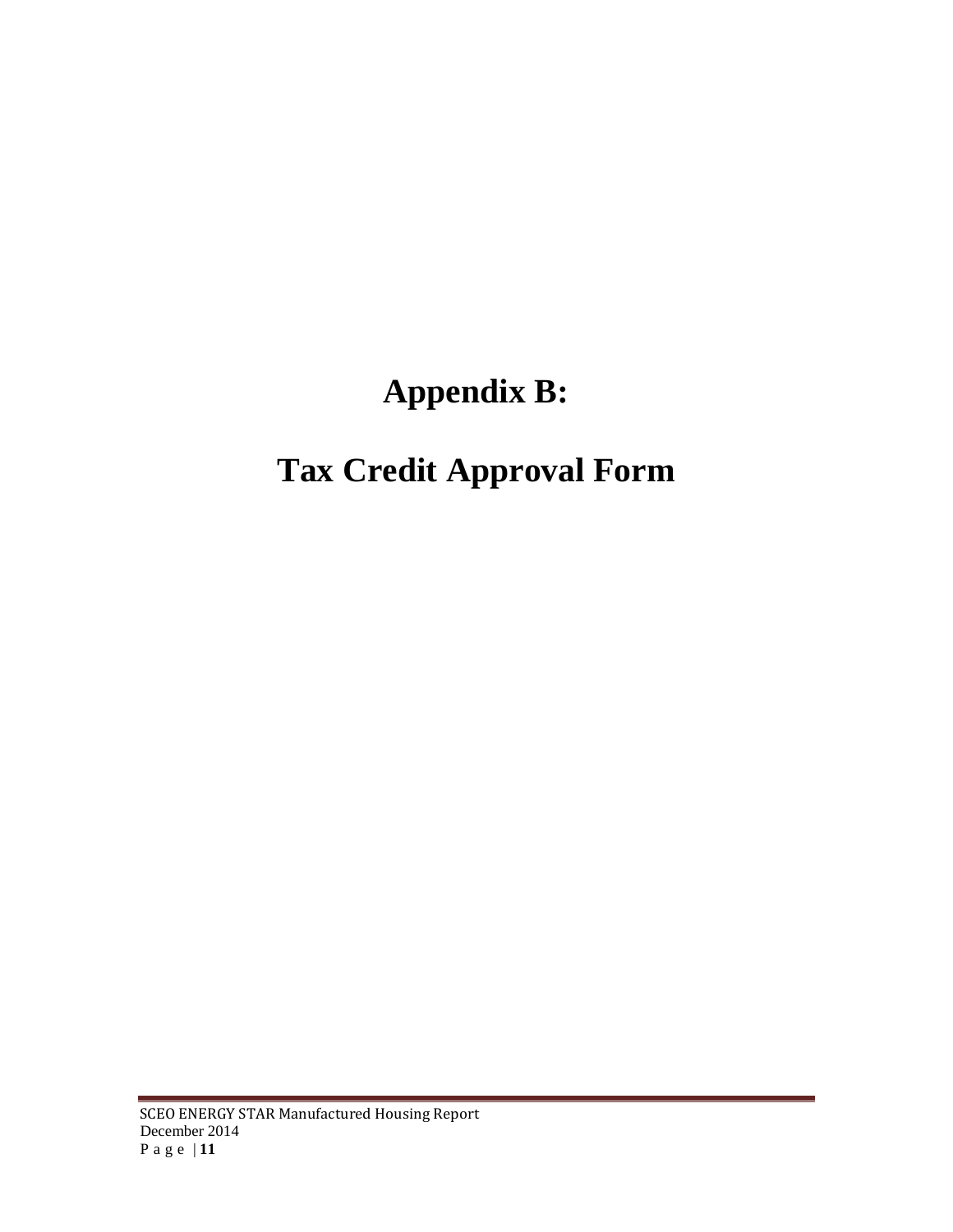# Appendix B:

# Tax Credit Approval Form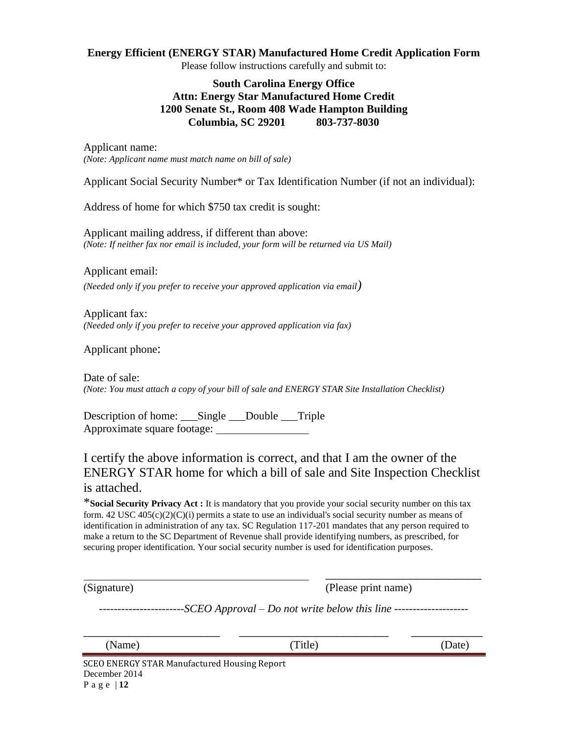**Energy Efficient (ENERGY STAR) Manufactured Home Credit Application Form**

Please follow instructions carefully and submit to:

**South Carolina Energy Office**
**Attn: Energy Star Manufactured Home Credit**
**1200 Senate St., Room 408 Wade Hampton Building**
**Columbia, SC 29201 803-737-8030**

Applicant name:
*(Note: Applicant name must match name on bill of sale)*

Applicant Social Security Number* or Tax Identification Number (if not an individual):

Address of home for which $750 tax credit is sought:

Applicant mailing address, if different than above:
*(Note: If neither fax nor email is included, your form will be returned via US Mail)*

Applicant email:
*(Needed only if you prefer to receive your approved application via email)*

Applicant fax:
*(Needed only if you prefer to receive your approved application via fax)*

Applicant phone:

Date of sale:
*(Note: You must attach a copy of your bill of sale and ENERGY STAR Site Installation Checklist)*

Description of home: ___Single ___Double ___Triple
Approximate square footage: ________________

I certify the above information is correct, and that I am the owner of the ENERGY STAR home for which a bill of sale and Site Inspection Checklist is attached.

***Social Security Privacy Act :** It is mandatory that you provide your social security number on this tax form. 42 USC 405(c)(2)(C)(i) permits a state to use an individual's social security number as means of identification in administration of any tax. SC Regulation 117-201 mandates that any person required to make a return to the SC Department of Revenue shall provide identifying numbers, as prescribed, for securing proper identification. Your social security number is used for identification purposes.

________________________________________ ____________________________
(Signature) (Please print name)

----------------------*SCEO Approval – Do not write below this line* --------------------

________________________ ___________________________ ____________
(Name) (Title) (Date)